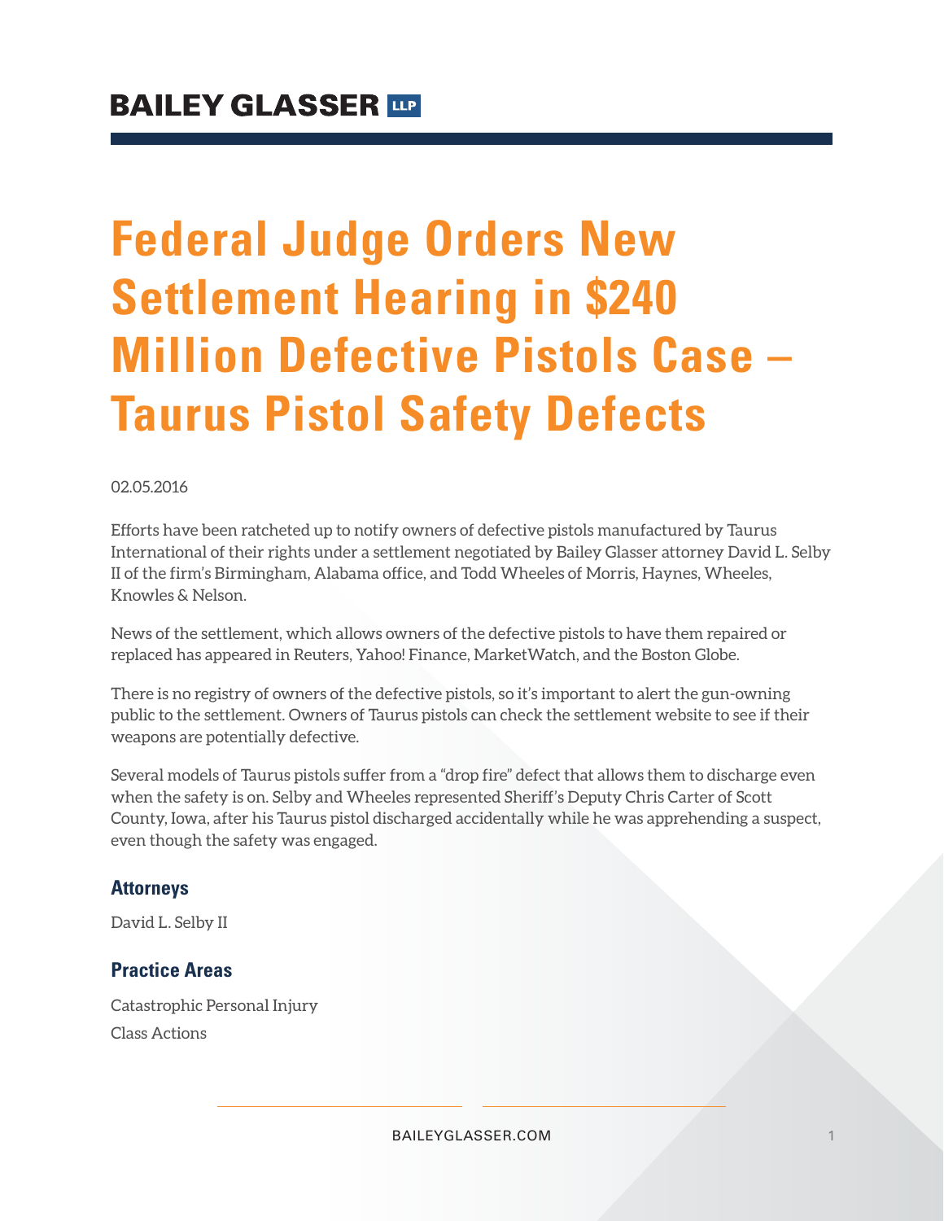# Federal Judge Orders New Settlement Hearing in $240 Million Defective Pistols Case – Taurus Pistol Safety Defects

02.05.2016

Efforts have been ratcheted up to notify owners of defective pistols manufactured by Taurus International of their rights under a settlement negotiated by Bailey Glasser attorney David L. Selby II of the firm's Birmingham, Alabama office, and Todd Wheeles of Morris, Haynes, Wheeles, Knowles & Nelson.

News of the settlement, which allows owners of the defective pistols to have them repaired or replaced has appeared in Reuters, Yahoo! Finance, MarketWatch, and the Boston Globe.

There is no registry of owners of the defective pistols, so it's important to alert the gun-owning public to the settlement. Owners of Taurus pistols can check the settlement website to see if their weapons are potentially defective.

Several models of Taurus pistols suffer from a "drop fire" defect that allows them to discharge even when the safety is on. Selby and Wheeles represented Sheriff's Deputy Chris Carter of Scott County, Iowa, after his Taurus pistol discharged accidentally while he was apprehending a suspect, even though the safety was engaged.

### Attorneys

David L. Selby II

### Practice Areas

Catastrophic Personal Injury

Class Actions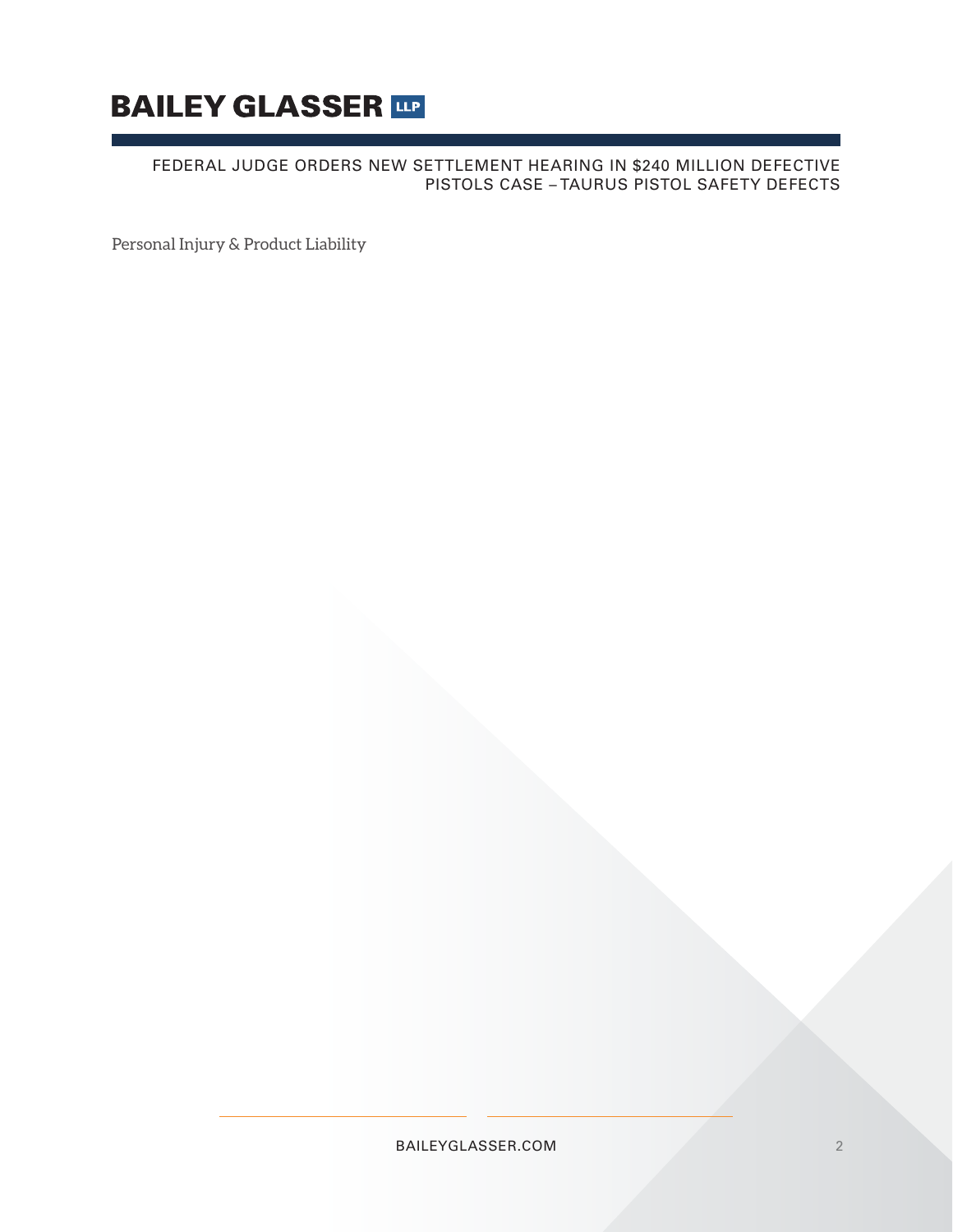Personal Injury & Product Liability